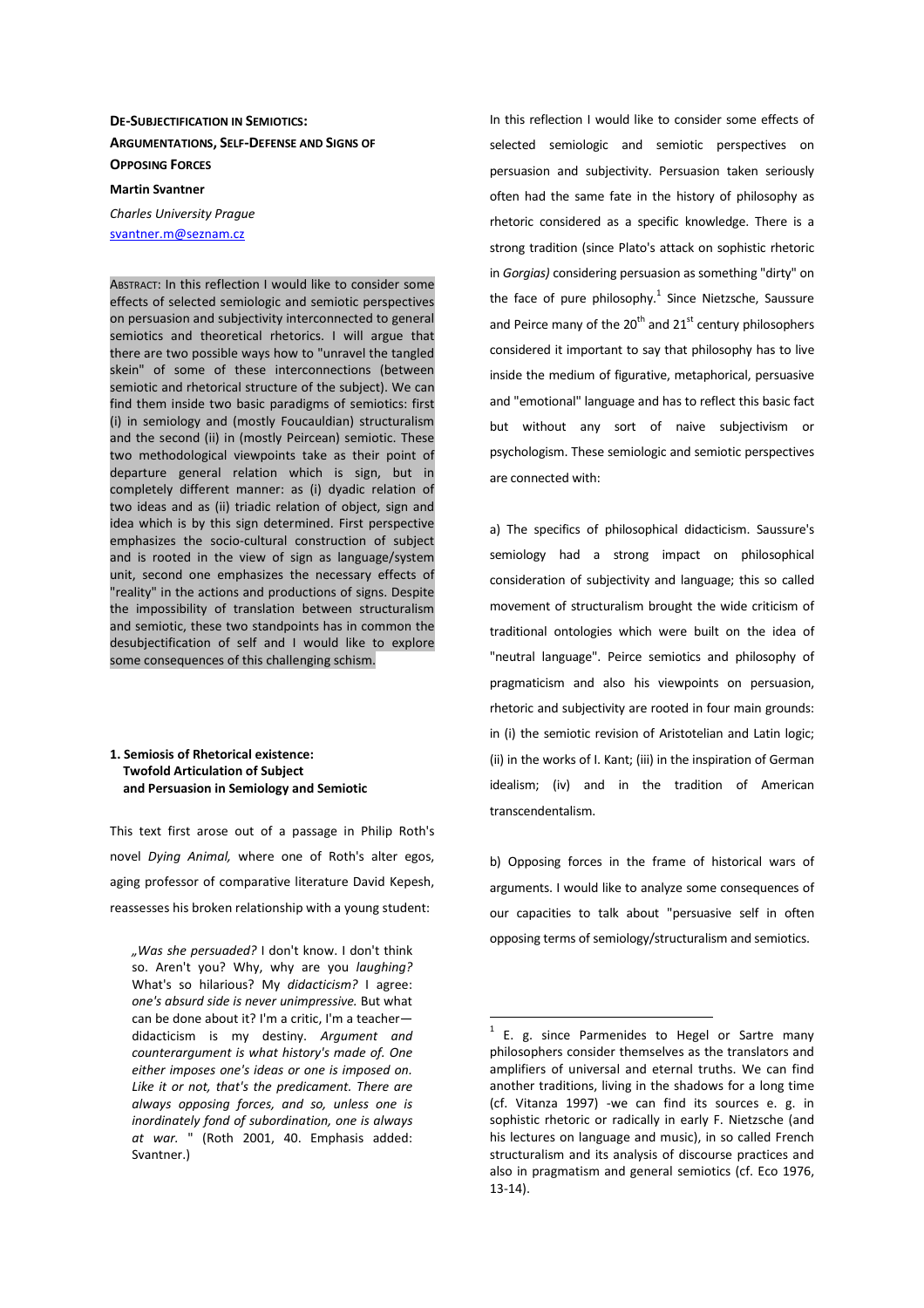# DE-SUBJECTIFICATION IN SEMIOTICS: ARGUMENTATIONS, SELF-DEFENSE AND SIGNS OF OPPOSING FORCES

**Martin Svantner**

*Charles University Prague*
svantner.m@seznam.cz

ABSTRACT: In this reflection I would like to consider some effects of selected semiologic and semiotic perspectives on persuasion and subjectivity interconnected to general semiotics and theoretical rhetorics. I will argue that there are two possible ways how to "unravel the tangled skein" of some of these interconnections (between semiotic and rhetorical structure of the subject). We can find them inside two basic paradigms of semiotics: first (i) in semiology and (mostly Foucauldian) structuralism and the second (ii) in (mostly Peircean) semiotic. These two methodological viewpoints take as their point of departure general relation which is sign, but in completely different manner: as (i) dyadic relation of two ideas and as (ii) triadic relation of object, sign and idea which is by this sign determined. First perspective emphasizes the socio-cultural construction of subject and is rooted in the view of sign as language/system unit, second one emphasizes the necessary effects of "reality" in the actions and productions of signs. Despite the impossibility of translation between structuralism and semiotic, these two standpoints has in common the desubjectification of self and I would like to explore some consequences of this challenging schism.

## 1. Semiosis of Rhetorical existence: Twofold Articulation of Subject and Persuasion in Semiology and Semiotic

This text first arose out of a passage in Philip Roth's novel *Dying Animal,* where one of Roth's alter egos, aging professor of comparative literature David Kepesh, reassesses his broken relationship with a young student:

> *„Was she persuaded?* I don't know. I don't think so. Aren't you? Why, why are you *laughing?* What's so hilarious? My *didacticism?* I agree: *one's absurd side is never unimpressive.* But what can be done about it? I'm a critic, I'm a teacher—didacticism is my destiny. *Argument and counterargument is what history's made of. One either imposes one's ideas or one is imposed on. Like it or not, that's the predicament. There are always opposing forces, and so, unless one is inordinately fond of subordination, one is always at war.* " (Roth 2001, 40. Emphasis added: Svantner.)

In this reflection I would like to consider some effects of selected semiologic and semiotic perspectives on persuasion and subjectivity. Persuasion taken seriously often had the same fate in the history of philosophy as rhetoric considered as a specific knowledge. There is a strong tradition (since Plato's attack on sophistic rhetoric in *Gorgias)* considering persuasion as something "dirty" on the face of pure philosophy.[1] Since Nietzsche, Saussure and Peirce many of the 20th and 21st century philosophers considered it important to say that philosophy has to live inside the medium of figurative, metaphorical, persuasive and "emotional" language and has to reflect this basic fact but without any sort of naive subjectivism or psychologism. These semiologic and semiotic perspectives are connected with:

a) The specifics of philosophical didacticism. Saussure's semiology had a strong impact on philosophical consideration of subjectivity and language; this so called movement of structuralism brought the wide criticism of traditional ontologies which were built on the idea of "neutral language". Peirce semiotics and philosophy of pragmaticism and also his viewpoints on persuasion, rhetoric and subjectivity are rooted in four main grounds: in (i) the semiotic revision of Aristotelian and Latin logic; (ii) in the works of I. Kant; (iii) in the inspiration of German idealism; (iv) and in the tradition of American transcendentalism.

b) Opposing forces in the frame of historical wars of arguments. I would like to analyze some consequences of our capacities to talk about "persuasive self in often opposing terms of semiology/structuralism and semiotics.

[1] E. g. since Parmenides to Hegel or Sartre many philosophers consider themselves as the translators and amplifiers of universal and eternal truths. We can find another traditions, living in the shadows for a long time (cf. Vitanza 1997) -we can find its sources e. g. in sophistic rhetoric or radically in early F. Nietzsche (and his lectures on language and music), in so called French structuralism and its analysis of discourse practices and also in pragmatism and general semiotics (cf. Eco 1976, 13-14).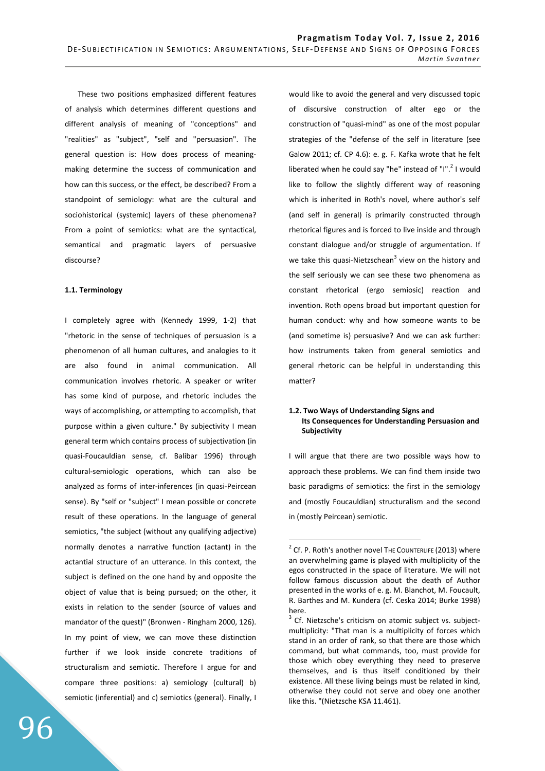These two positions emphasized different features of analysis which determines different questions and different analysis of meaning of "conceptions" and "realities" as "subject", "self and "persuasion". The general question is: How does process of meaning-making determine the success of communication and how can this success, or the effect, be described? From a standpoint of semiology: what are the cultural and sociohistorical (systemic) layers of these phenomena? From a point of semiotics: what are the syntactical, semantical and pragmatic layers of persuasive discourse?

### 1.1. Terminology

I completely agree with (Kennedy 1999, 1-2) that "rhetoric in the sense of techniques of persuasion is a phenomenon of all human cultures, and analogies to it are also found in animal communication. All communication involves rhetoric. A speaker or writer has some kind of purpose, and rhetoric includes the ways of accomplishing, or attempting to accomplish, that purpose within a given culture." By subjectivity I mean general term which contains process of subjectivation (in quasi-Foucauldian sense, cf. Balibar 1996) through cultural-semiologic operations, which can also be analyzed as forms of inter-inferences (in quasi-Peircean sense). By "self or "subject" I mean possible or concrete result of these operations. In the language of general semiotics, "the subject (without any qualifying adjective) normally denotes a narrative function (actant) in the actantial structure of an utterance. In this context, the subject is defined on the one hand by and opposite the object of value that is being pursued; on the other, it exists in relation to the sender (source of values and mandator of the quest)" (Bronwen - Ringham 2000, 126). In my point of view, we can move these distinction further if we look inside concrete traditions of structuralism and semiotic. Therefore I argue for and compare three positions: a) semiology (cultural) b) semiotic (inferential) and c) semiotics (general). Finally, I would like to avoid the general and very discussed topic of discursive construction of alter ego or the construction of "quasi-mind" as one of the most popular strategies of the "defense of the self in literature (see Galow 2011; cf. CP 4.6): e. g. F. Kafka wrote that he felt liberated when he could say "he" instead of "I".[2] I would like to follow the slightly different way of reasoning which is inherited in Roth's novel, where author's self (and self in general) is primarily constructed through rhetorical figures and is forced to live inside and through constant dialogue and/or struggle of argumentation. If we take this quasi-Nietzschean[3] view on the history and the self seriously we can see these two phenomena as constant rhetorical (ergo semiosic) reaction and invention. Roth opens broad but important question for human conduct: why and how someone wants to be (and sometime is) persuasive? And we can ask further: how instruments taken from general semiotics and general rhetoric can be helpful in understanding this matter?

### 1.2. Two Ways of Understanding Signs and Its Consequences for Understanding Persuasion and Subjectivity

I will argue that there are two possible ways how to approach these problems. We can find them inside two basic paradigms of semiotics: the first in the semiology and (mostly Foucauldian) structuralism and the second in (mostly Peircean) semiotic.

---

[2] Cf. P. Roth's another novel THE COUNTERLIFE (2013) where an overwhelming game is played with multiplicity of the egos constructed in the space of literature. We will not follow famous discussion about the death of Author presented in the works of e. g. M. Blanchot, M. Foucault, R. Barthes and M. Kundera (cf. Ceska 2014; Burke 1998) here.

[3] Cf. Nietzsche's criticism on atomic subject vs. subject-multiplicity: "That man is a multiplicity of forces which stand in an order of rank, so that there are those which command, but what commands, too, must provide for those which obey everything they need to preserve themselves, and is thus itself conditioned by their existence. All these living beings must be related in kind, otherwise they could not serve and obey one another like this. "(Nietzsche KSA 11.461).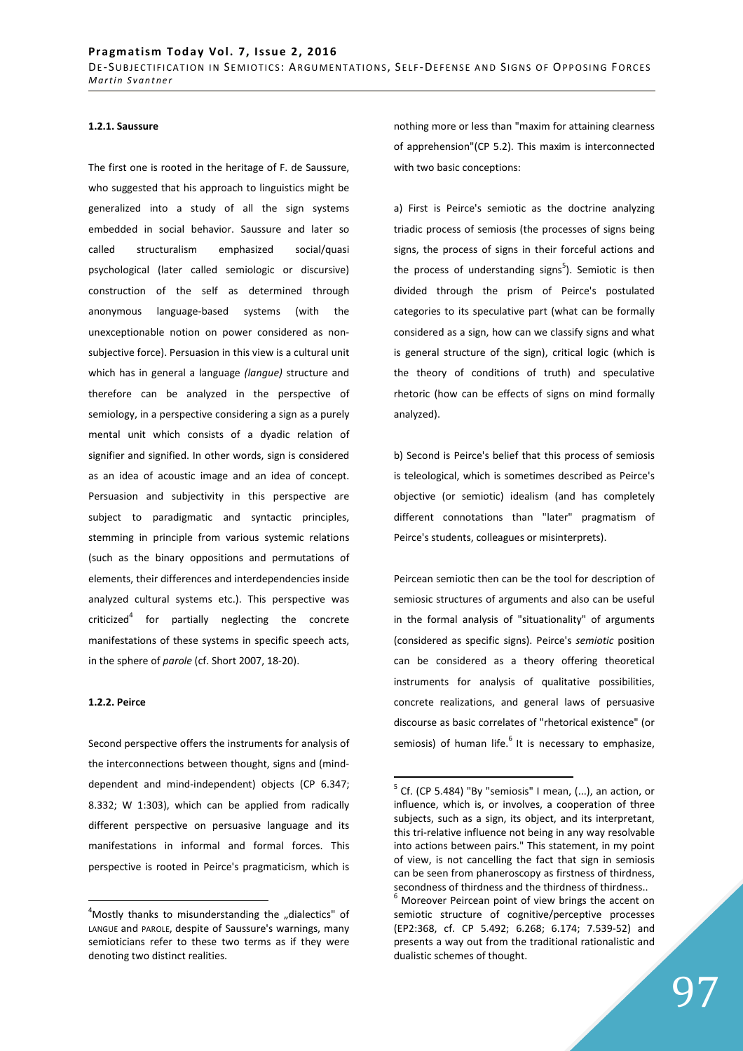#### 1.2.1. Saussure

The first one is rooted in the heritage of F. de Saussure, who suggested that his approach to linguistics might be generalized into a study of all the sign systems embedded in social behavior. Saussure and later so called structuralism emphasized social/quasi psychological (later called semiologic or discursive) construction of the self as determined through anonymous language-based systems (with the unexceptionable notion on power considered as non-subjective force). Persuasion in this view is a cultural unit which has in general a language *(langue)* structure and therefore can be analyzed in the perspective of semiology, in a perspective considering a sign as a purely mental unit which consists of a dyadic relation of signifier and signified. In other words, sign is considered as an idea of acoustic image and an idea of concept. Persuasion and subjectivity in this perspective are subject to paradigmatic and syntactic principles, stemming in principle from various systemic relations (such as the binary oppositions and permutations of elements, their differences and interdependencies inside analyzed cultural systems etc.). This perspective was criticized[4] for partially neglecting the concrete manifestations of these systems in specific speech acts, in the sphere of *parole* (cf. Short 2007, 18-20).

#### 1.2.2. Peirce

Second perspective offers the instruments for analysis of the interconnections between thought, signs and (mind-dependent and mind-independent) objects (CP 6.347; 8.332; W 1:303), which can be applied from radically different perspective on persuasive language and its manifestations in informal and formal forces. This perspective is rooted in Peirce's pragmaticism, which is nothing more or less than "maxim for attaining clearness of apprehension"(CP 5.2). This maxim is interconnected with two basic conceptions:

a) First is Peirce's semiotic as the doctrine analyzing triadic process of semiosis (the processes of signs being signs, the process of signs in their forceful actions and the process of understanding signs[5]). Semiotic is then divided through the prism of Peirce's postulated categories to its speculative part (what can be formally considered as a sign, how can we classify signs and what is general structure of the sign), critical logic (which is the theory of conditions of truth) and speculative rhetoric (how can be effects of signs on mind formally analyzed).

b) Second is Peirce's belief that this process of semiosis is teleological, which is sometimes described as Peirce's objective (or semiotic) idealism (and has completely different connotations than "later" pragmatism of Peirce's students, colleagues or misinterprets).

Peircean semiotic then can be the tool for description of semiosic structures of arguments and also can be useful in the formal analysis of "situationality" of arguments (considered as specific signs). Peirce's *semiotic* position can be considered as a theory offering theoretical instruments for analysis of qualitative possibilities, concrete realizations, and general laws of persuasive discourse as basic correlates of "rhetorical existence" (or semiosis) of human life.[6] It is necessary to emphasize,

---

[4] Mostly thanks to misunderstanding the „dialectics" of LANGUE and PAROLE, despite of Saussure's warnings, many semioticians refer to these two terms as if they were denoting two distinct realities.

[5] Cf. (CP 5.484) "By "semiosis" I mean, (...), an action, or influence, which is, or involves, a cooperation of three subjects, such as a sign, its object, and its interpretant, this tri-relative influence not being in any way resolvable into actions between pairs." This statement, in my point of view, is not cancelling the fact that sign in semiosis can be seen from phaneroscopy as firstness of thirdness, secondness of thirdness and the thirdness of thirdness..

[6] Moreover Peircean point of view brings the accent on semiotic structure of cognitive/perceptive processes (EP2:368, cf. CP 5.492; 6.268; 6.174; 7.539-52) and presents a way out from the traditional rationalistic and dualistic schemes of thought.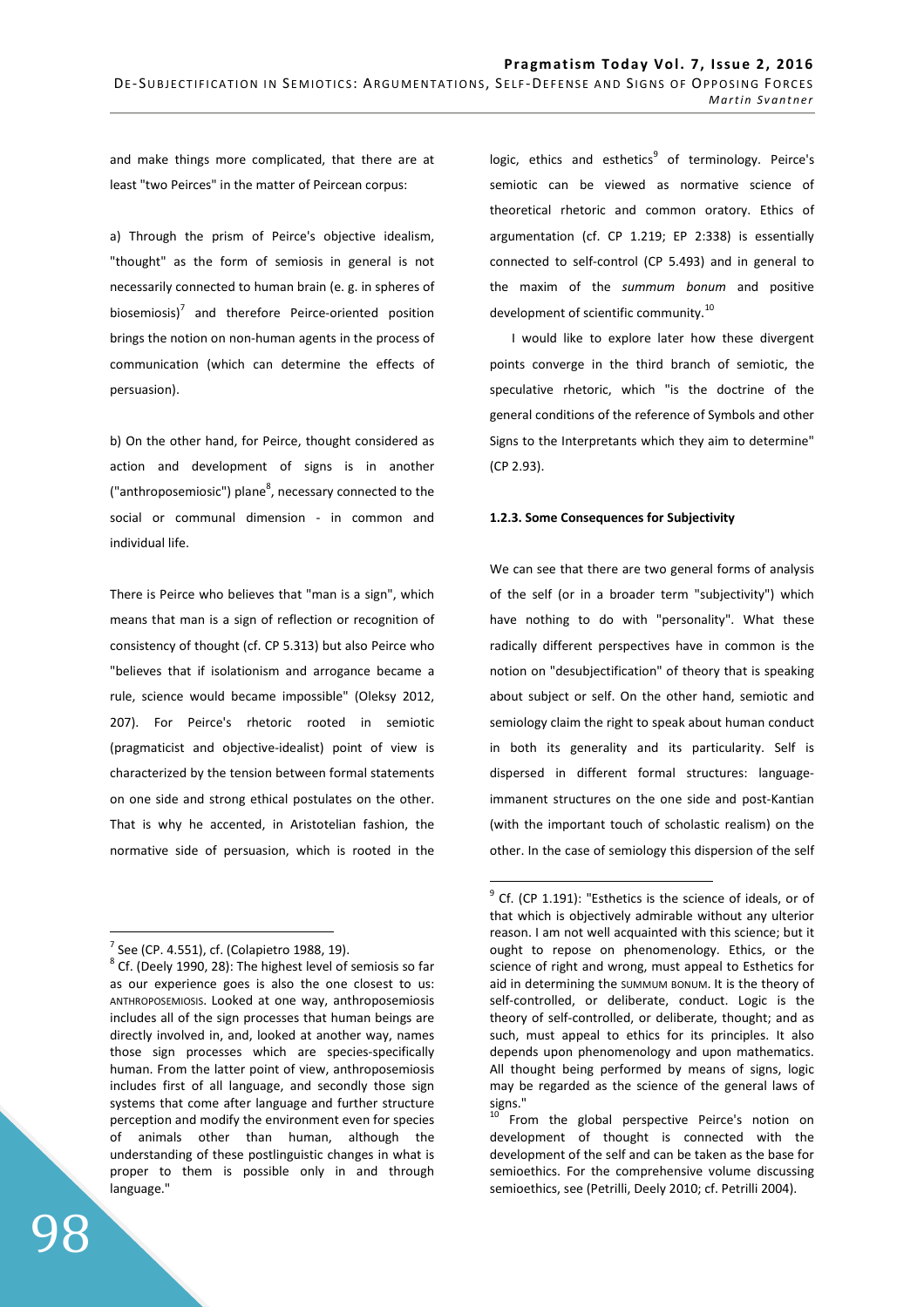and make things more complicated, that there are at least "two Peirces" in the matter of Peircean corpus:

a) Through the prism of Peirce's objective idealism, "thought" as the form of semiosis in general is not necessarily connected to human brain (e. g. in spheres of biosemiosis)[7] and therefore Peirce-oriented position brings the notion on non-human agents in the process of communication (which can determine the effects of persuasion).

b) On the other hand, for Peirce, thought considered as action and development of signs is in another ("anthroposemiosic") plane[8], necessary connected to the social or communal dimension - in common and individual life.

There is Peirce who believes that "man is a sign", which means that man is a sign of reflection or recognition of consistency of thought (cf. CP 5.313) but also Peirce who "believes that if isolationism and arrogance became a rule, science would became impossible" (Oleksy 2012, 207). For Peirce's rhetoric rooted in semiotic (pragmaticist and objective-idealist) point of view is characterized by the tension between formal statements on one side and strong ethical postulates on the other. That is why he accented, in Aristotelian fashion, the normative side of persuasion, which is rooted in the logic, ethics and esthetics[9] of terminology. Peirce's semiotic can be viewed as normative science of theoretical rhetoric and common oratory. Ethics of argumentation (cf. CP 1.219; EP 2:338) is essentially connected to self-control (CP 5.493) and in general to the maxim of the *summum bonum* and positive development of scientific community.[10]

I would like to explore later how these divergent points converge in the third branch of semiotic, the speculative rhetoric, which "is the doctrine of the general conditions of the reference of Symbols and other Signs to the Interpretants which they aim to determine" (CP 2.93).

#### 1.2.3. Some Consequences for Subjectivity

We can see that there are two general forms of analysis of the self (or in a broader term "subjectivity") which have nothing to do with "personality". What these radically different perspectives have in common is the notion on "desubjectification" of theory that is speaking about subject or self. On the other hand, semiotic and semiology claim the right to speak about human conduct in both its generality and its particularity. Self is dispersed in different formal structures: language-immanent structures on the one side and post-Kantian (with the important touch of scholastic realism) on the other. In the case of semiology this dispersion of the self

---

[7] See (CP. 4.551), cf. (Colapietro 1988, 19).

[8] Cf. (Deely 1990, 28): The highest level of semiosis so far as our experience goes is also the one closest to us: ANTHROPOSEMIOSIS. Looked at one way, anthroposemiosis includes all of the sign processes that human beings are directly involved in, and, looked at another way, names those sign processes which are species-specifically human. From the latter point of view, anthroposemiosis includes first of all language, and secondly those sign systems that come after language and further structure perception and modify the environment even for species of animals other than human, although the understanding of these postlinguistic changes in what is proper to them is possible only in and through language."

[9] Cf. (CP 1.191): "Esthetics is the science of ideals, or of that which is objectively admirable without any ulterior reason. I am not well acquainted with this science; but it ought to repose on phenomenology. Ethics, or the science of right and wrong, must appeal to Esthetics for aid in determining the SUMMUM BONUM. It is the theory of self-controlled, or deliberate, conduct. Logic is the theory of self-controlled, or deliberate, thought; and as such, must appeal to ethics for its principles. It also depends upon phenomenology and upon mathematics. All thought being performed by means of signs, logic may be regarded as the science of the general laws of signs."

[10] From the global perspective Peirce's notion on development of thought is connected with the development of the self and can be taken as the base for semioethics. For the comprehensive volume discussing semioethics, see (Petrilli, Deely 2010; cf. Petrilli 2004).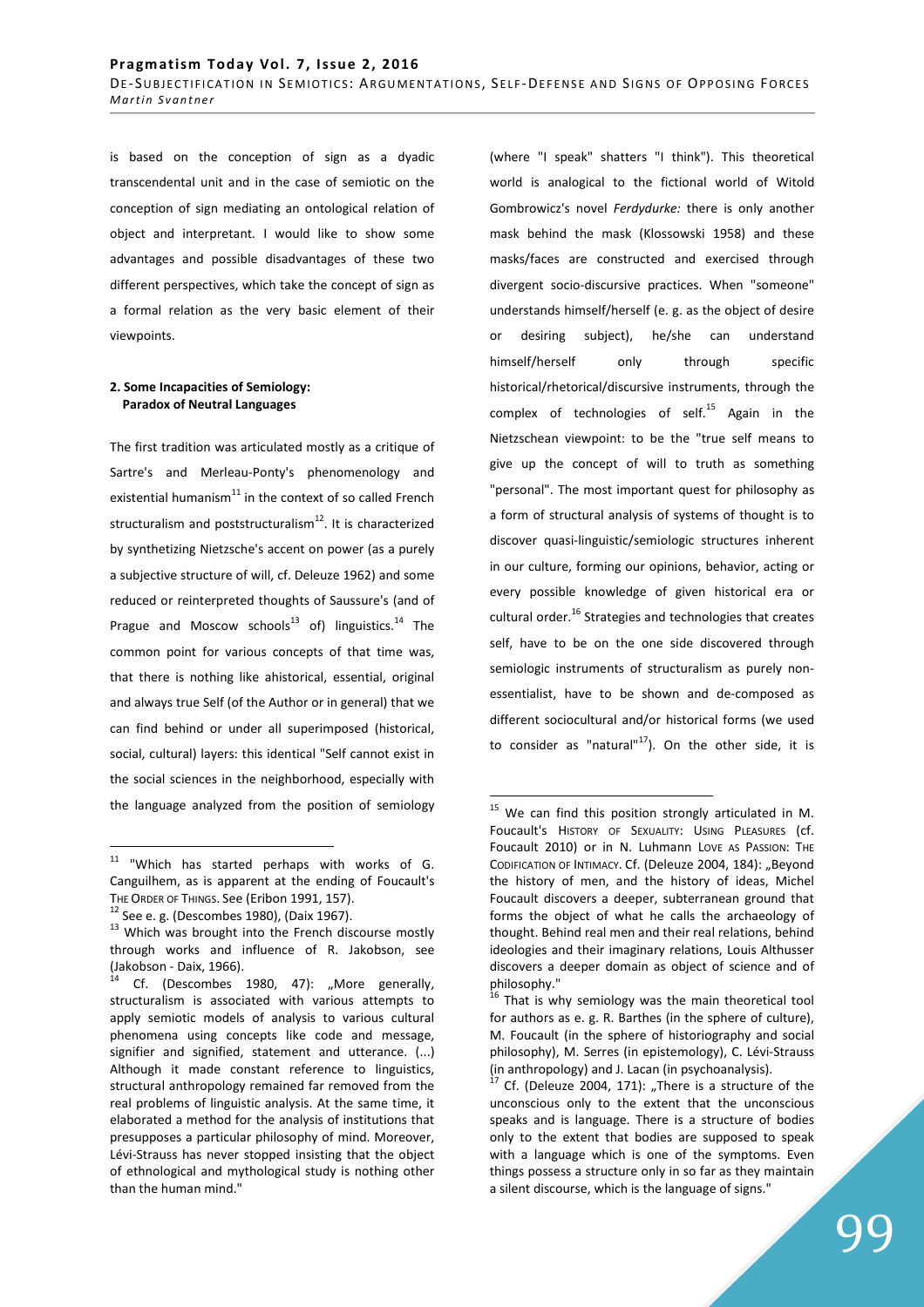is based on the conception of sign as a dyadic transcendental unit and in the case of semiotic on the conception of sign mediating an ontological relation of object and interpretant. I would like to show some advantages and possible disadvantages of these two different perspectives, which take the concept of sign as a formal relation as the very basic element of their viewpoints.

## 2. Some Incapacities of Semiology: Paradox of Neutral Languages

The first tradition was articulated mostly as a critique of Sartre's and Merleau-Ponty's phenomenology and existential humanism[11] in the context of so called French structuralism and poststructuralism[12]. It is characterized by synthetizing Nietzsche's accent on power (as a purely a subjective structure of will, cf. Deleuze 1962) and some reduced or reinterpreted thoughts of Saussure's (and of Prague and Moscow schools[13] of) linguistics.[14] The common point for various concepts of that time was, that there is nothing like ahistorical, essential, original and always true Self (of the Author or in general) that we can find behind or under all superimposed (historical, social, cultural) layers: this identical "Self cannot exist in the social sciences in the neighborhood, especially with the language analyzed from the position of semiology (where "I speak" shatters "I think"). This theoretical world is analogical to the fictional world of Witold Gombrowicz's novel *Ferdydurke:* there is only another mask behind the mask (Klossowski 1958) and these masks/faces are constructed and exercised through divergent socio-discursive practices. When "someone" understands himself/herself (e. g. as the object of desire or desiring subject), he/she can understand himself/herself only through specific historical/rhetorical/discursive instruments, through the complex of technologies of self.[15] Again in the Nietzschean viewpoint: to be the "true self means to give up the concept of will to truth as something "personal". The most important quest for philosophy as a form of structural analysis of systems of thought is to discover quasi-linguistic/semiologic structures inherent in our culture, forming our opinions, behavior, acting or every possible knowledge of given historical era or cultural order.[16] Strategies and technologies that creates self, have to be on the one side discovered through semiologic instruments of structuralism as purely non-essentialist, have to be shown and de-composed as different sociocultural and/or historical forms (we used to consider as "natural"[17]). On the other side, it is

---

[11] "Which has started perhaps with works of G. Canguilhem, as is apparent at the ending of Foucault's THE ORDER OF THINGS. See (Eribon 1991, 157).

[12] See e. g. (Descombes 1980), (Daix 1967).

[13] Which was brought into the French discourse mostly through works and influence of R. Jakobson, see (Jakobson - Daix, 1966).

[14] Cf. (Descombes 1980, 47): „More generally, structuralism is associated with various attempts to apply semiotic models of analysis to various cultural phenomena using concepts like code and message, signifier and signified, statement and utterance. (...) Although it made constant reference to linguistics, structural anthropology remained far removed from the real problems of linguistic analysis. At the same time, it elaborated a method for the analysis of institutions that presupposes a particular philosophy of mind. Moreover, Lévi-Strauss has never stopped insisting that the object of ethnological and mythological study is nothing other than the human mind."

[15] We can find this position strongly articulated in M. Foucault's HISTORY OF SEXUALITY: USING PLEASURES (cf. Foucault 2010) or in N. Luhmann LOVE AS PASSION: THE CODIFICATION OF INTIMACY. Cf. (Deleuze 2004, 184): „Beyond the history of men, and the history of ideas, Michel Foucault discovers a deeper, subterranean ground that forms the object of what he calls the archaeology of thought. Behind real men and their real relations, behind ideologies and their imaginary relations, Louis Althusser discovers a deeper domain as object of science and of philosophy."

[16] That is why semiology was the main theoretical tool for authors as e. g. R. Barthes (in the sphere of culture), M. Foucault (in the sphere of historiography and social philosophy), M. Serres (in epistemology), C. Lévi-Strauss (in anthropology) and J. Lacan (in psychoanalysis).

[17] Cf. (Deleuze 2004, 171): „There is a structure of the unconscious only to the extent that the unconscious speaks and is language. There is a structure of bodies only to the extent that bodies are supposed to speak with a language which is one of the symptoms. Even things possess a structure only in so far as they maintain a silent discourse, which is the language of signs."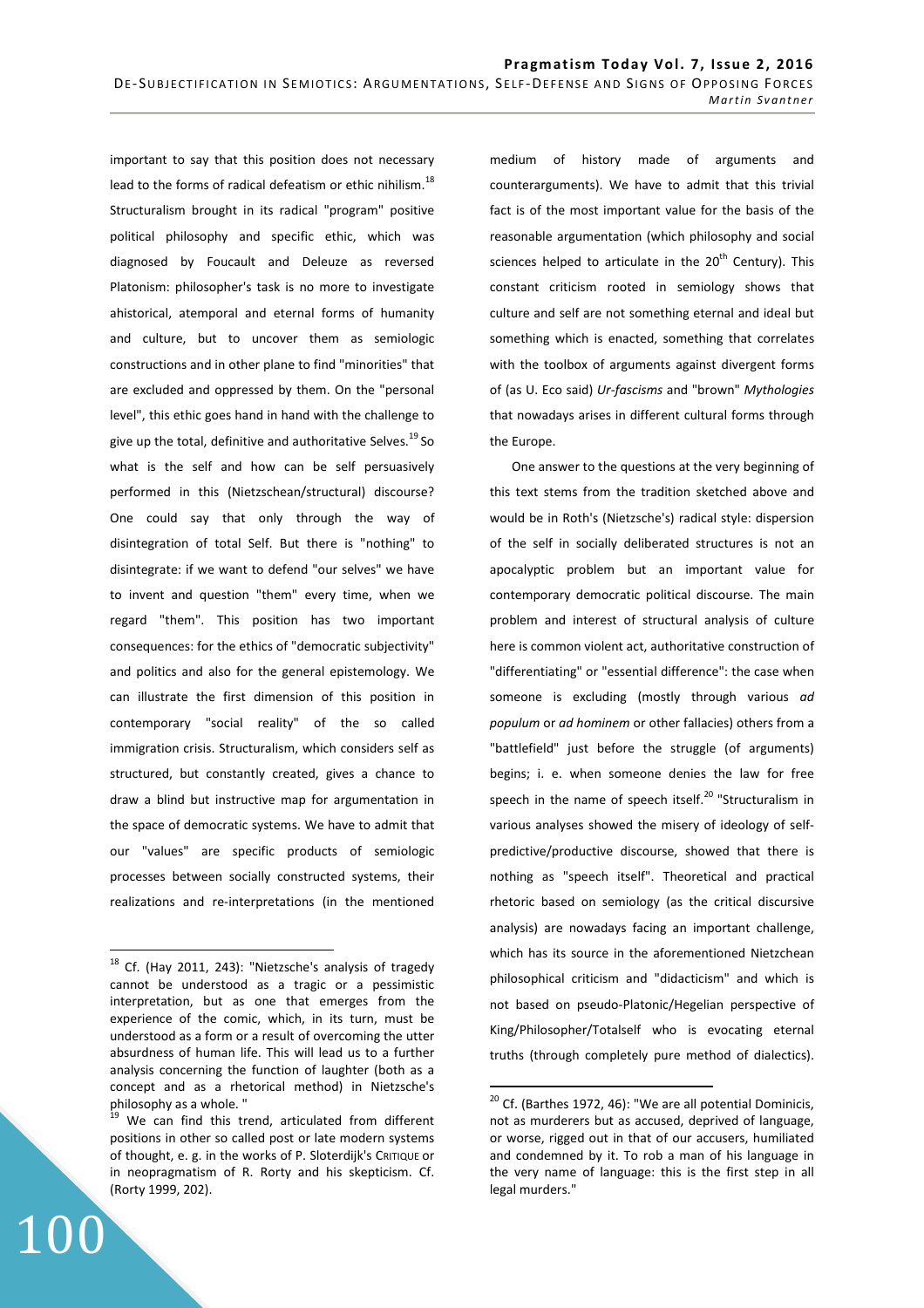important to say that this position does not necessary lead to the forms of radical defeatism or ethic nihilism.[18] Structuralism brought in its radical "program" positive political philosophy and specific ethic, which was diagnosed by Foucault and Deleuze as reversed Platonism: philosopher's task is no more to investigate ahistorical, atemporal and eternal forms of humanity and culture, but to uncover them as semiologic constructions and in other plane to find "minorities" that are excluded and oppressed by them. On the "personal level", this ethic goes hand in hand with the challenge to give up the total, definitive and authoritative Selves.[19] So what is the self and how can be self persuasively performed in this (Nietzschean/structural) discourse? One could say that only through the way of disintegration of total Self. But there is "nothing" to disintegrate: if we want to defend "our selves" we have to invent and question "them" every time, when we regard "them". This position has two important consequences: for the ethics of "democratic subjectivity" and politics and also for the general epistemology. We can illustrate the first dimension of this position in contemporary "social reality" of the so called immigration crisis. Structuralism, which considers self as structured, but constantly created, gives a chance to draw a blind but instructive map for argumentation in the space of democratic systems. We have to admit that our "values" are specific products of semiologic processes between socially constructed systems, their realizations and re-interpretations (in the mentioned medium of history made of arguments and counterarguments). We have to admit that this trivial fact is of the most important value for the basis of the reasonable argumentation (which philosophy and social sciences helped to articulate in the 20th Century). This constant criticism rooted in semiology shows that culture and self are not something eternal and ideal but something which is enacted, something that correlates with the toolbox of arguments against divergent forms of (as U. Eco said) *Ur-fascisms* and "brown" *Mythologies* that nowadays arises in different cultural forms through the Europe.

One answer to the questions at the very beginning of this text stems from the tradition sketched above and would be in Roth's (Nietzsche's) radical style: dispersion of the self in socially deliberated structures is not an apocalyptic problem but an important value for contemporary democratic political discourse. The main problem and interest of structural analysis of culture here is common violent act, authoritative construction of "differentiating" or "essential difference": the case when someone is excluding (mostly through various *ad populum* or *ad hominem* or other fallacies) others from a "battlefield" just before the struggle (of arguments) begins; i. e. when someone denies the law for free speech in the name of speech itself.[20] "Structuralism in various analyses showed the misery of ideology of self-predictive/productive discourse, showed that there is nothing as "speech itself". Theoretical and practical rhetoric based on semiology (as the critical discursive analysis) are nowadays facing an important challenge, which has its source in the aforementioned Nietzchean philosophical criticism and "didacticism" and which is not based on pseudo-Platonic/Hegelian perspective of King/Philosopher/Totalself who is evocating eternal truths (through completely pure method of dialectics).

---

[18] Cf. (Hay 2011, 243): "Nietzsche's analysis of tragedy cannot be understood as a tragic or a pessimistic interpretation, but as one that emerges from the experience of the comic, which, in its turn, must be understood as a form or a result of overcoming the utter absurdness of human life. This will lead us to a further analysis concerning the function of laughter (both as a concept and as a rhetorical method) in Nietzsche's philosophy as a whole. "

[19] We can find this trend, articulated from different positions in other so called post or late modern systems of thought, e. g. in the works of P. Sloterdijk's CRITIQUE or in neopragmatism of R. Rorty and his skepticism. Cf. (Rorty 1999, 202).

[20] Cf. (Barthes 1972, 46): "We are all potential Dominicis, not as murderers but as accused, deprived of language, or worse, rigged out in that of our accusers, humiliated and condemned by it. To rob a man of his language in the very name of language: this is the first step in all legal murders."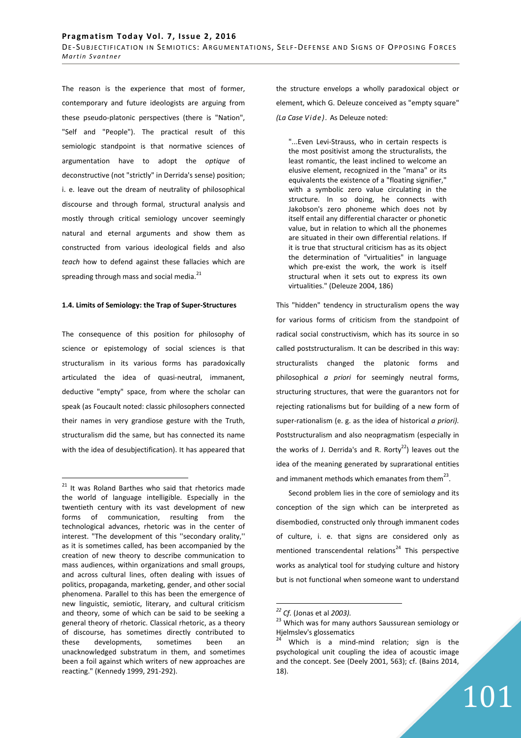The reason is the experience that most of former, contemporary and future ideologists are arguing from these pseudo-platonic perspectives (there is "Nation", "Self and "People"). The practical result of this semiologic standpoint is that normative sciences of argumentation have to adopt the *optique* of deconstructive (not "strictly" in Derrida's sense) position; i. e. leave out the dream of neutrality of philosophical discourse and through formal, structural analysis and mostly through critical semiology uncover seemingly natural and eternal arguments and show them as constructed from various ideological fields and also *teach* how to defend against these fallacies which are spreading through mass and social media.[21]

**1.4. Limits of Semiology: the Trap of Super-Structures**

The consequence of this position for philosophy of science or epistemology of social sciences is that structuralism in its various forms has paradoxically articulated the idea of quasi-neutral, immanent, deductive "empty" space, from where the scholar can speak (as Foucault noted: classic philosophers connected their names in very grandiose gesture with the Truth, structuralism did the same, but has connected its name with the idea of desubjectification). It has appeared that the structure envelops a wholly paradoxical object or element, which G. Deleuze conceived as "empty square" *(La Case Vide)*. As Deleuze noted:

> "...Even Levi-Strauss, who in certain respects is the most positivist among the structuralists, the least romantic, the least inclined to welcome an elusive element, recognized in the "mana" or its equivalents the existence of a "floating signifier," with a symbolic zero value circulating in the structure. In so doing, he connects with Jakobson's zero phoneme which does not by itself entail any differential character or phonetic value, but in relation to which all the phonemes are situated in their own differential relations. If it is true that structural criticism has as its object the determination of "virtualities" in language which pre-exist the work, the work is itself structural when it sets out to express its own virtualities." (Deleuze 2004, 186)

This "hidden" tendency in structuralism opens the way for various forms of criticism from the standpoint of radical social constructivism, which has its source in so called poststructuralism. It can be described in this way: structuralists changed the platonic forms and philosophical *a priori* for seemingly neutral forms, structuring structures, that were the guarantors not for rejecting rationalisms but for building of a new form of super-rationalism (e. g. as the idea of historical *a priori).* Poststructuralism and also neopragmatism (especially in the works of J. Derrida's and R. Rorty[22]) leaves out the idea of the meaning generated by suprarational entities and immanent methods which emanates from them[23].

Second problem lies in the core of semiology and its conception of the sign which can be interpreted as disembodied, constructed only through immanent codes of culture, i. e. that signs are considered only as mentioned transcendental relations[24] This perspective works as analytical tool for studying culture and history but is not functional when someone want to understand

---

[21] It was Roland Barthes who said that rhetorics made the world of language intelligible. Especially in the twentieth century with its vast development of new forms of communication, resulting from the technological advances, rhetoric was in the center of interest. "The development of this ''secondary orality,'' as it is sometimes called, has been accompanied by the creation of new theory to describe communication to mass audiences, within organizations and small groups, and across cultural lines, often dealing with issues of politics, propaganda, marketing, gender, and other social phenomena. Parallel to this has been the emergence of new linguistic, semiotic, literary, and cultural criticism and theory, some of which can be said to be seeking a general theory of rhetoric. Classical rhetoric, as a theory of discourse, has sometimes directly contributed to these developments, sometimes been an unacknowledged substratum in them, and sometimes been a foil against which writers of new approaches are reacting." (Kennedy 1999, 291-292).

[22] *Cf.* (Jonas et al *2003).*

[23] Which was for many authors Saussurean semiology or Hjelmslev's glossematics

[24] Which is a mind-mind relation; sign is the psychological unit coupling the idea of acoustic image and the concept. See (Deely 2001, 563); cf. (Bains 2014, 18).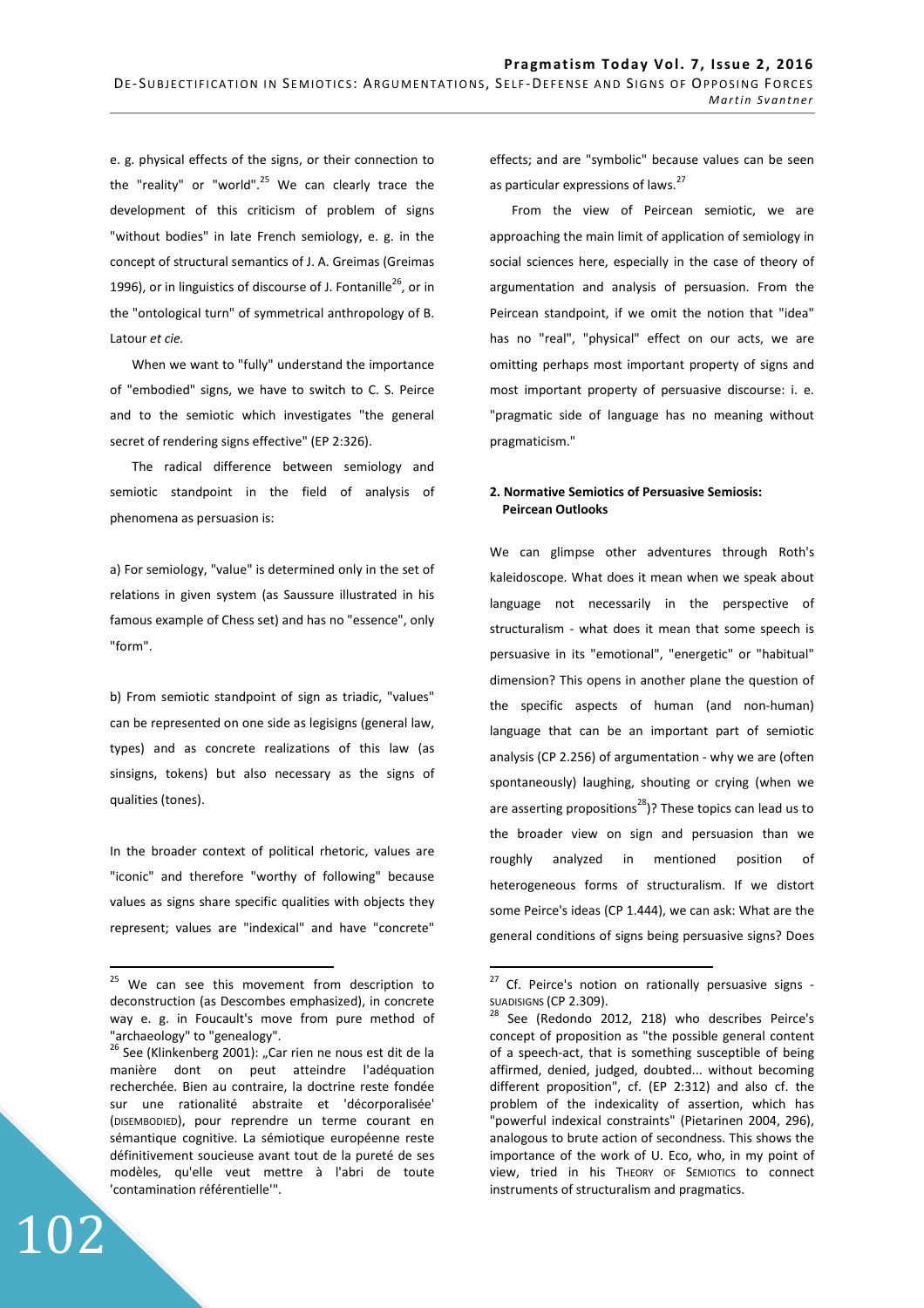e. g. physical effects of the signs, or their connection to the "reality" or "world".[25] We can clearly trace the development of this criticism of problem of signs "without bodies" in late French semiology, e. g. in the concept of structural semantics of J. A. Greimas (Greimas 1996), or in linguistics of discourse of J. Fontanille[26], or in the "ontological turn" of symmetrical anthropology of B. Latour *et cie.*

When we want to "fully" understand the importance of "embodied" signs, we have to switch to C. S. Peirce and to the semiotic which investigates "the general secret of rendering signs effective" (EP 2:326).

The radical difference between semiology and semiotic standpoint in the field of analysis of phenomena as persuasion is:

a) For semiology, "value" is determined only in the set of relations in given system (as Saussure illustrated in his famous example of Chess set) and has no "essence", only "form".

b) From semiotic standpoint of sign as triadic, "values" can be represented on one side as legisigns (general law, types) and as concrete realizations of this law (as sinsigns, tokens) but also necessary as the signs of qualities (tones).

In the broader context of political rhetoric, values are "iconic" and therefore "worthy of following" because values as signs share specific qualities with objects they represent; values are "indexical" and have "concrete" effects; and are "symbolic" because values can be seen as particular expressions of laws.[27]

From the view of Peircean semiotic, we are approaching the main limit of application of semiology in social sciences here, especially in the case of theory of argumentation and analysis of persuasion. From the Peircean standpoint, if we omit the notion that "idea" has no "real", "physical" effect on our acts, we are omitting perhaps most important property of signs and most important property of persuasive discourse: i. e. "pragmatic side of language has no meaning without pragmaticism."

## 2. Normative Semiotics of Persuasive Semiosis: Peircean Outlooks

We can glimpse other adventures through Roth's kaleidoscope. What does it mean when we speak about language not necessarily in the perspective of structuralism - what does it mean that some speech is persuasive in its "emotional", "energetic" or "habitual" dimension? This opens in another plane the question of the specific aspects of human (and non-human) language that can be an important part of semiotic analysis (CP 2.256) of argumentation - why we are (often spontaneously) laughing, shouting or crying (when we are asserting propositions[28])? These topics can lead us to the broader view on sign and persuasion than we roughly analyzed in mentioned position of heterogeneous forms of structuralism. If we distort some Peirce's ideas (CP 1.444), we can ask: What are the general conditions of signs being persuasive signs? Does

---

[25] We can see this movement from description to deconstruction (as Descombes emphasized), in concrete way e. g. in Foucault's move from pure method of "archaeology" to "genealogy".

[26] See (Klinkenberg 2001): „Car rien ne nous est dit de la manière dont on peut atteindre l'adéquation recherchée. Bien au contraire, la doctrine reste fondée sur une rationalité abstraite et 'décorporalisée' (DISEMBODIED), pour reprendre un terme courant en sémantique cognitive. La sémiotique européenne reste définitivement soucieuse avant tout de la pureté de ses modèles, qu'elle veut mettre à l'abri de toute 'contamination référentielle'".

[27] Cf. Peirce's notion on rationally persuasive signs - SUADISIGNS (CP 2.309).

[28] See (Redondo 2012, 218) who describes Peirce's concept of proposition as "the possible general content of a speech-act, that is something susceptible of being affirmed, denied, judged, doubted... without becoming different proposition", cf. (EP 2:312) and also cf. the problem of the indexicality of assertion, which has "powerful indexical constraints" (Pietarinen 2004, 296), analogous to brute action of secondness. This shows the importance of the work of U. Eco, who, in my point of view, tried in his THEORY OF SEMIOTICS to connect instruments of structuralism and pragmatics.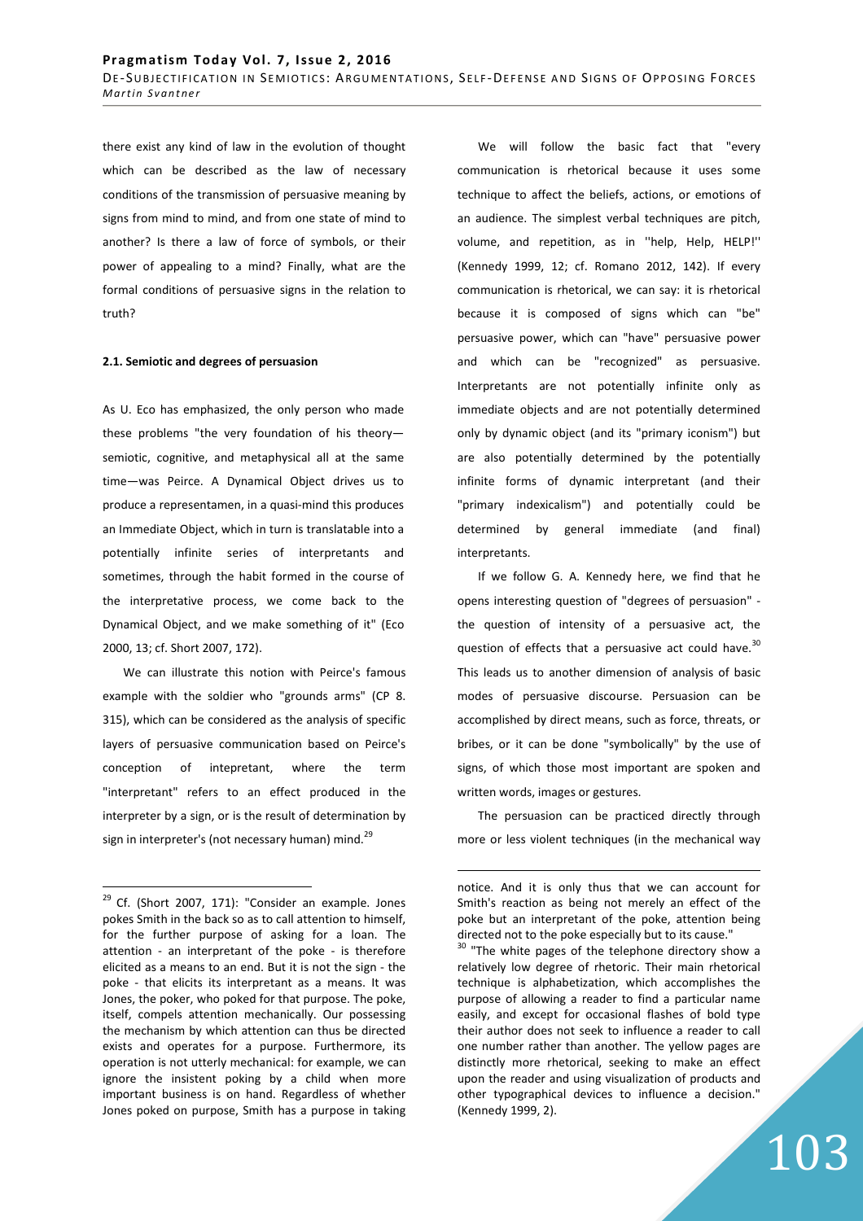there exist any kind of law in the evolution of thought which can be described as the law of necessary conditions of the transmission of persuasive meaning by signs from mind to mind, and from one state of mind to another? Is there a law of force of symbols, or their power of appealing to a mind? Finally, what are the formal conditions of persuasive signs in the relation to truth?

#### 2.1. Semiotic and degrees of persuasion

As U. Eco has emphasized, the only person who made these problems "the very foundation of his theory—semiotic, cognitive, and metaphysical all at the same time—was Peirce. A Dynamical Object drives us to produce a representamen, in a quasi-mind this produces an Immediate Object, which in turn is translatable into a potentially infinite series of interpretants and sometimes, through the habit formed in the course of the interpretative process, we come back to the Dynamical Object, and we make something of it" (Eco 2000, 13; cf. Short 2007, 172).

We can illustrate this notion with Peirce's famous example with the soldier who "grounds arms" (CP 8. 315), which can be considered as the analysis of specific layers of persuasive communication based on Peirce's conception of intepretant, where the term "interpretant" refers to an effect produced in the interpreter by a sign, or is the result of determination by sign in interpreter's (not necessary human) mind.[29]

We will follow the basic fact that "every communication is rhetorical because it uses some technique to affect the beliefs, actions, or emotions of an audience. The simplest verbal techniques are pitch, volume, and repetition, as in ''help, Help, HELP!'' (Kennedy 1999, 12; cf. Romano 2012, 142). If every communication is rhetorical, we can say: it is rhetorical because it is composed of signs which can "be" persuasive power, which can "have" persuasive power and which can be "recognized" as persuasive. Interpretants are not potentially infinite only as immediate objects and are not potentially determined only by dynamic object (and its "primary iconism") but are also potentially determined by the potentially infinite forms of dynamic interpretant (and their "primary indexicalism") and potentially could be determined by general immediate (and final) interpretants.

If we follow G. A. Kennedy here, we find that he opens interesting question of "degrees of persuasion" - the question of intensity of a persuasive act, the question of effects that a persuasive act could have.[30] This leads us to another dimension of analysis of basic modes of persuasive discourse. Persuasion can be accomplished by direct means, such as force, threats, or bribes, or it can be done "symbolically" by the use of signs, of which those most important are spoken and written words, images or gestures.

The persuasion can be practiced directly through more or less violent techniques (in the mechanical way

---

[29] Cf. (Short 2007, 171): "Consider an example. Jones pokes Smith in the back so as to call attention to himself, for the further purpose of asking for a loan. The attention - an interpretant of the poke - is therefore elicited as a means to an end. But it is not the sign - the poke - that elicits its interpretant as a means. It was Jones, the poker, who poked for that purpose. The poke, itself, compels attention mechanically. Our possessing the mechanism by which attention can thus be directed exists and operates for a purpose. Furthermore, its operation is not utterly mechanical: for example, we can ignore the insistent poking by a child when more important business is on hand. Regardless of whether Jones poked on purpose, Smith has a purpose in taking notice. And it is only thus that we can account for Smith's reaction as being not merely an effect of the poke but an interpretant of the poke, attention being directed not to the poke especially but to its cause."

[30] "The white pages of the telephone directory show a relatively low degree of rhetoric. Their main rhetorical technique is alphabetization, which accomplishes the purpose of allowing a reader to find a particular name easily, and except for occasional flashes of bold type their author does not seek to influence a reader to call one number rather than another. The yellow pages are distinctly more rhetorical, seeking to make an effect upon the reader and using visualization of products and other typographical devices to influence a decision." (Kennedy 1999, 2).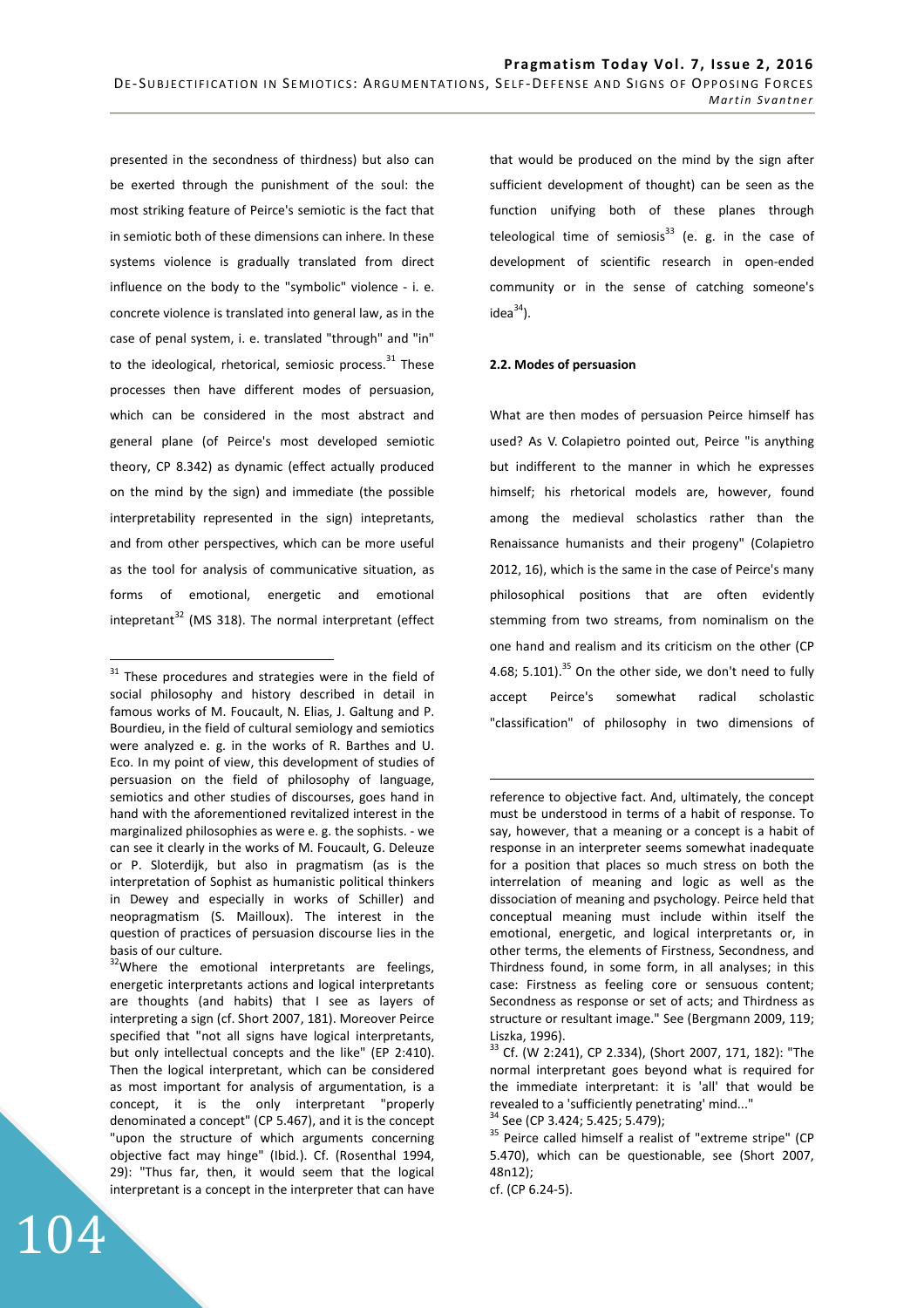presented in the secondness of thirdness) but also can be exerted through the punishment of the soul: the most striking feature of Peirce's semiotic is the fact that in semiotic both of these dimensions can inhere. In these systems violence is gradually translated from direct influence on the body to the "symbolic" violence - i. e. concrete violence is translated into general law, as in the case of penal system, i. e. translated "through" and "in" to the ideological, rhetorical, semiosic process.[31] These processes then have different modes of persuasion, which can be considered in the most abstract and general plane (of Peirce's most developed semiotic theory, CP 8.342) as dynamic (effect actually produced on the mind by the sign) and immediate (the possible interpretability represented in the sign) intepretants, and from other perspectives, which can be more useful as the tool for analysis of communicative situation, as forms of emotional, energetic and emotional intepretant[32] (MS 318). The normal interpretant (effect that would be produced on the mind by the sign after sufficient development of thought) can be seen as the function unifying both of these planes through teleological time of semiosis[33] (e. g. in the case of development of scientific research in open-ended community or in the sense of catching someone's idea[34]).

### 2.2. Modes of persuasion

What are then modes of persuasion Peirce himself has used? As V. Colapietro pointed out, Peirce "is anything but indifferent to the manner in which he expresses himself; his rhetorical models are, however, found among the medieval scholastics rather than the Renaissance humanists and their progeny" (Colapietro 2012, 16), which is the same in the case of Peirce's many philosophical positions that are often evidently stemming from two streams, from nominalism on the one hand and realism and its criticism on the other (CP 4.68; 5.101).[35] On the other side, we don't need to fully accept Peirce's somewhat radical scholastic "classification" of philosophy in two dimensions of

---

[31] These procedures and strategies were in the field of social philosophy and history described in detail in famous works of M. Foucault, N. Elias, J. Galtung and P. Bourdieu, in the field of cultural semiology and semiotics were analyzed e. g. in the works of R. Barthes and U. Eco. In my point of view, this development of studies of persuasion on the field of philosophy of language, semiotics and other studies of discourses, goes hand in hand with the aforementioned revitalized interest in the marginalized philosophies as were e. g. the sophists. - we can see it clearly in the works of M. Foucault, G. Deleuze or P. Sloterdijk, but also in pragmatism (as is the interpretation of Sophist as humanistic political thinkers in Dewey and especially in works of Schiller) and neopragmatism (S. Mailloux). The interest in the question of practices of persuasion discourse lies in the basis of our culture.

[32] Where the emotional interpretants are feelings, energetic interpretants actions and logical interpretants are thoughts (and habits) that I see as layers of interpreting a sign (cf. Short 2007, 181). Moreover Peirce specified that "not all signs have logical interpretants, but only intellectual concepts and the like" (EP 2:410). Then the logical interpretant, which can be considered as most important for analysis of argumentation, is a concept, it is the only interpretant "properly denominated a concept" (CP 5.467), and it is the concept "upon the structure of which arguments concerning objective fact may hinge" (Ibid.). Cf. (Rosenthal 1994, 29): "Thus far, then, it would seem that the logical interpretant is a concept in the interpreter that can have reference to objective fact. And, ultimately, the concept must be understood in terms of a habit of response. To say, however, that a meaning or a concept is a habit of response in an interpreter seems somewhat inadequate for a position that places so much stress on both the interrelation of meaning and logic as well as the dissociation of meaning and psychology. Peirce held that conceptual meaning must include within itself the emotional, energetic, and logical interpretants or, in other terms, the elements of Firstness, Secondness, and Thirdness found, in some form, in all analyses; in this case: Firstness as feeling core or sensuous content; Secondness as response or set of acts; and Thirdness as structure or resultant image." See (Bergmann 2009, 119; Liszka, 1996).

[33] Cf. (W 2:241), CP 2.334), (Short 2007, 171, 182): "The normal interpretant goes beyond what is required for the immediate interpretant: it is 'all' that would be revealed to a 'sufficiently penetrating' mind..."

[34] See (CP 3.424; 5.425; 5.479);

[35] Peirce called himself a realist of "extreme stripe" (CP 5.470), which can be questionable, see (Short 2007, 48n12);
cf. (CP 6.24-5).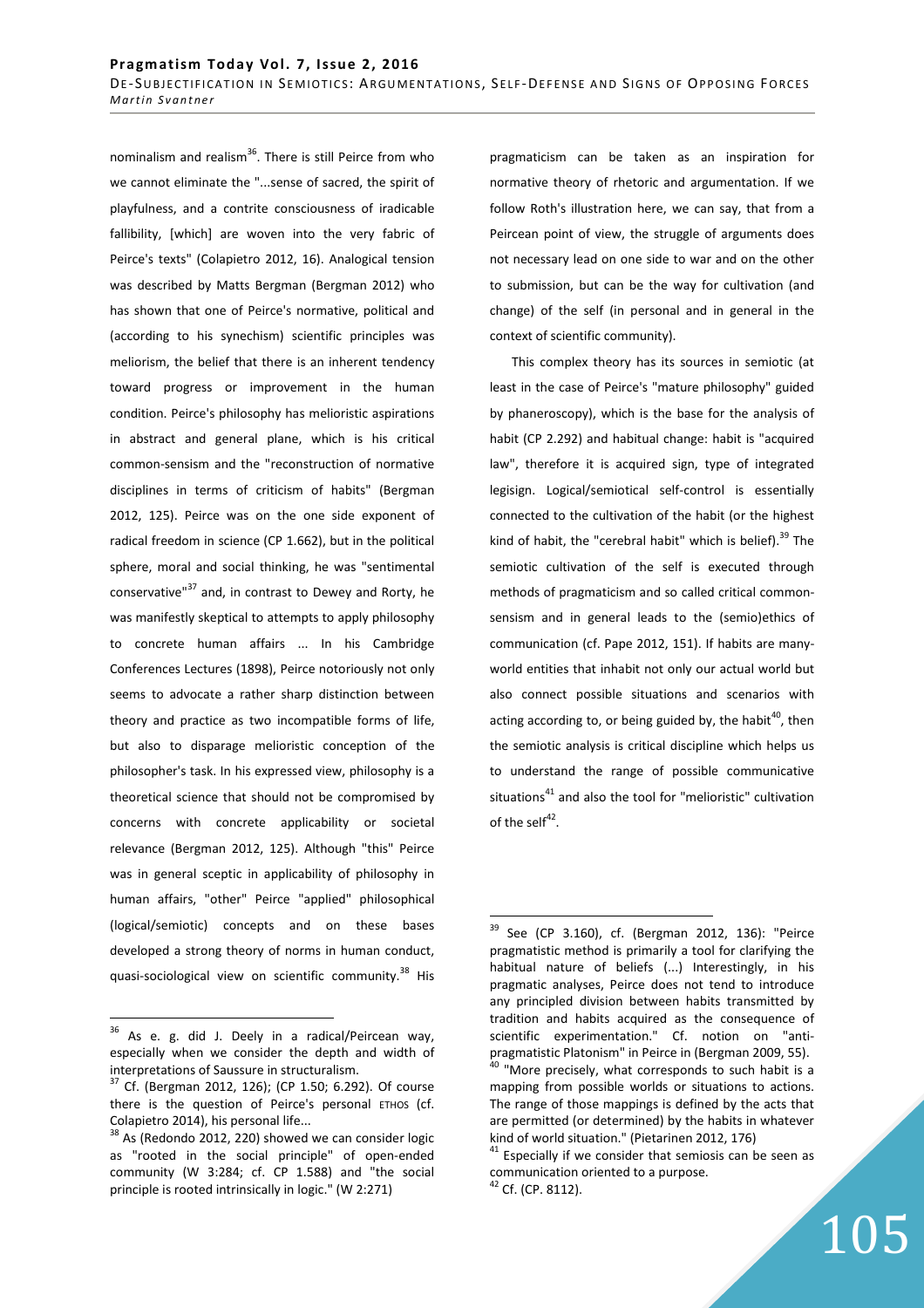nominalism and realism[36]. There is still Peirce from who we cannot eliminate the "...sense of sacred, the spirit of playfulness, and a contrite consciousness of iradicable fallibility, [which] are woven into the very fabric of Peirce's texts" (Colapietro 2012, 16). Analogical tension was described by Matts Bergman (Bergman 2012) who has shown that one of Peirce's normative, political and (according to his synechism) scientific principles was meliorism, the belief that there is an inherent tendency toward progress or improvement in the human condition. Peirce's philosophy has melioristic aspirations in abstract and general plane, which is his critical common-sensism and the "reconstruction of normative disciplines in terms of criticism of habits" (Bergman 2012, 125). Peirce was on the one side exponent of radical freedom in science (CP 1.662), but in the political sphere, moral and social thinking, he was "sentimental conservative"[37] and, in contrast to Dewey and Rorty, he was manifestly skeptical to attempts to apply philosophy to concrete human affairs ... In his Cambridge Conferences Lectures (1898), Peirce notoriously not only seems to advocate a rather sharp distinction between theory and practice as two incompatible forms of life, but also to disparage melioristic conception of the philosopher's task. In his expressed view, philosophy is a theoretical science that should not be compromised by concerns with concrete applicability or societal relevance (Bergman 2012, 125). Although "this" Peirce was in general sceptic in applicability of philosophy in human affairs, "other" Peirce "applied" philosophical (logical/semiotic) concepts and on these bases developed a strong theory of norms in human conduct, quasi-sociological view on scientific community.[38] His pragmaticism can be taken as an inspiration for normative theory of rhetoric and argumentation. If we follow Roth's illustration here, we can say, that from a Peircean point of view, the struggle of arguments does not necessary lead on one side to war and on the other to submission, but can be the way for cultivation (and change) of the self (in personal and in general in the context of scientific community).

This complex theory has its sources in semiotic (at least in the case of Peirce's "mature philosophy" guided by phaneroscopy), which is the base for the analysis of habit (CP 2.292) and habitual change: habit is "acquired law", therefore it is acquired sign, type of integrated legisign. Logical/semiotical self-control is essentially connected to the cultivation of the habit (or the highest kind of habit, the "cerebral habit" which is belief).[39] The semiotic cultivation of the self is executed through methods of pragmaticism and so called critical common-sensism and in general leads to the (semio)ethics of communication (cf. Pape 2012, 151). If habits are many-world entities that inhabit not only our actual world but also connect possible situations and scenarios with acting according to, or being guided by, the habit[40], then the semiotic analysis is critical discipline which helps us to understand the range of possible communicative situations[41] and also the tool for "melioristic" cultivation of the self[42].

---

[36] As e. g. did J. Deely in a radical/Peircean way, especially when we consider the depth and width of interpretations of Saussure in structuralism.

[37] Cf. (Bergman 2012, 126); (CP 1.50; 6.292). Of course there is the question of Peirce's personal ETHOS (cf. Colapietro 2014), his personal life...

[38] As (Redondo 2012, 220) showed we can consider logic as "rooted in the social principle" of open-ended community (W 3:284; cf. CP 1.588) and "the social principle is rooted intrinsically in logic." (W 2:271)

[39] See (CP 3.160), cf. (Bergman 2012, 136): "Peirce pragmatistic method is primarily a tool for clarifying the habitual nature of beliefs (...) Interestingly, in his pragmatic analyses, Peirce does not tend to introduce any principled division between habits transmitted by tradition and habits acquired as the consequence of scientific experimentation." Cf. notion on "anti-pragmatistic Platonism" in Peirce in (Bergman 2009, 55).

[40] "More precisely, what corresponds to such habit is a mapping from possible worlds or situations to actions. The range of those mappings is defined by the acts that are permitted (or determined) by the habits in whatever kind of world situation." (Pietarinen 2012, 176)

[41] Especially if we consider that semiosis can be seen as communication oriented to a purpose.

[42] Cf. (CP. 8112).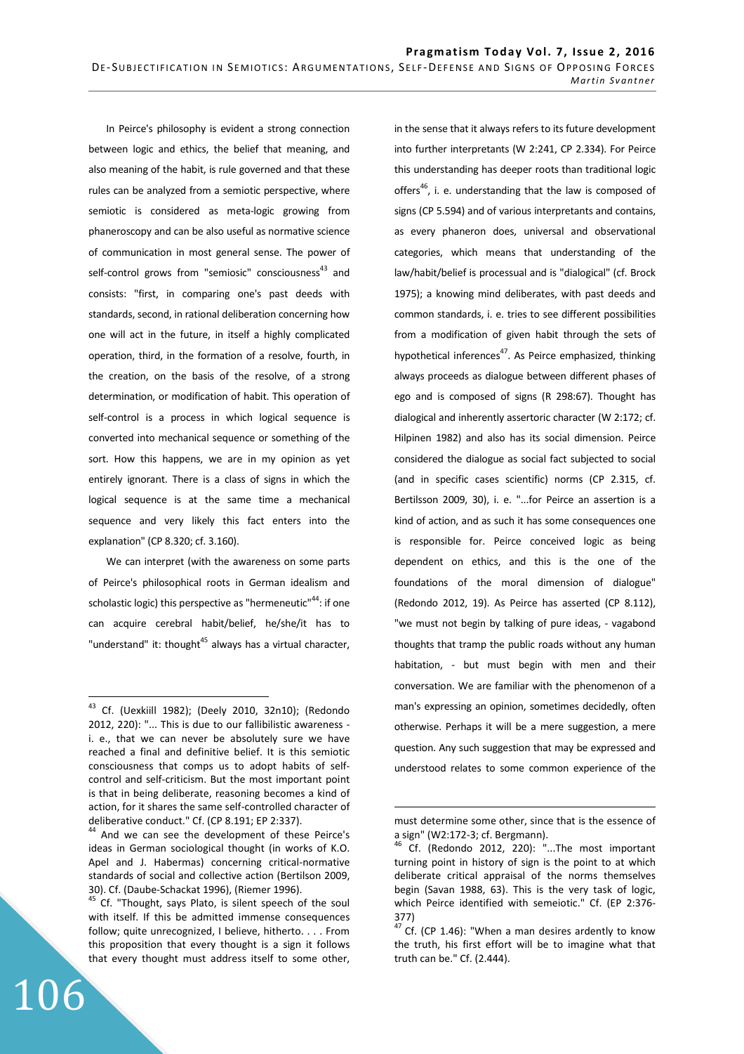In Peirce's philosophy is evident a strong connection between logic and ethics, the belief that meaning, and also meaning of the habit, is rule governed and that these rules can be analyzed from a semiotic perspective, where semiotic is considered as meta-logic growing from phaneroscopy and can be also useful as normative science of communication in most general sense. The power of self-control grows from "semiosic" consciousness[43] and consists: "first, in comparing one's past deeds with standards, second, in rational deliberation concerning how one will act in the future, in itself a highly complicated operation, third, in the formation of a resolve, fourth, in the creation, on the basis of the resolve, of a strong determination, or modification of habit. This operation of self-control is a process in which logical sequence is converted into mechanical sequence or something of the sort. How this happens, we are in my opinion as yet entirely ignorant. There is a class of signs in which the logical sequence is at the same time a mechanical sequence and very likely this fact enters into the explanation" (CP 8.320; cf. 3.160).

We can interpret (with the awareness on some parts of Peirce's philosophical roots in German idealism and scholastic logic) this perspective as "hermeneutic"[44]: if one can acquire cerebral habit/belief, he/she/it has to "understand" it: thought[45] always has a virtual character, in the sense that it always refers to its future development into further interpretants (W 2:241, CP 2.334). For Peirce this understanding has deeper roots than traditional logic offers[46], i. e. understanding that the law is composed of signs (CP 5.594) and of various interpretants and contains, as every phaneron does, universal and observational categories, which means that understanding of the law/habit/belief is processual and is "dialogical" (cf. Brock 1975); a knowing mind deliberates, with past deeds and common standards, i. e. tries to see different possibilities from a modification of given habit through the sets of hypothetical inferences[47]. As Peirce emphasized, thinking always proceeds as dialogue between different phases of ego and is composed of signs (R 298:67). Thought has dialogical and inherently assertoric character (W 2:172; cf. Hilpinen 1982) and also has its social dimension. Peirce considered the dialogue as social fact subjected to social (and in specific cases scientific) norms (CP 2.315, cf. Bertilsson 2009, 30), i. e. "...for Peirce an assertion is a kind of action, and as such it has some consequences one is responsible for. Peirce conceived logic as being dependent on ethics, and this is the one of the foundations of the moral dimension of dialogue" (Redondo 2012, 19). As Peirce has asserted (CP 8.112), "we must not begin by talking of pure ideas, - vagabond thoughts that tramp the public roads without any human habitation, - but must begin with men and their conversation. We are familiar with the phenomenon of a man's expressing an opinion, sometimes decidedly, often otherwise. Perhaps it will be a mere suggestion, a mere question. Any such suggestion that may be expressed and understood relates to some common experience of the

---

[43] Cf. (Uexkiill 1982); (Deely 2010, 32n10); (Redondo 2012, 220): "... This is due to our fallibilistic awareness - i. e., that we can never be absolutely sure we have reached a final and definitive belief. It is this semiotic consciousness that comps us to adopt habits of self-control and self-criticism. But the most important point is that in being deliberate, reasoning becomes a kind of action, for it shares the same self-controlled character of deliberative conduct." Cf. (CP 8.191; EP 2:337).

[44] And we can see the development of these Peirce's ideas in German sociological thought (in works of K.O. Apel and J. Habermas) concerning critical-normative standards of social and collective action (Bertilson 2009, 30). Cf. (Daube-Schackat 1996), (Riemer 1996).

[45] Cf. "Thought, says Plato, is silent speech of the soul with itself. If this be admitted immense consequences follow; quite unrecognized, I believe, hitherto. . . . From this proposition that every thought is a sign it follows that every thought must address itself to some other, must determine some other, since that is the essence of a sign" (W2:172-3; cf. Bergmann).

[46] Cf. (Redondo 2012, 220): "...The most important turning point in history of sign is the point to at which deliberate critical appraisal of the norms themselves begin (Savan 1988, 63). This is the very task of logic, which Peirce identified with semeiotic." Cf. (EP 2:376-377)

[47] Cf. (CP 1.46): "When a man desires ardently to know the truth, his first effort will be to imagine what that truth can be." Cf. (2.444).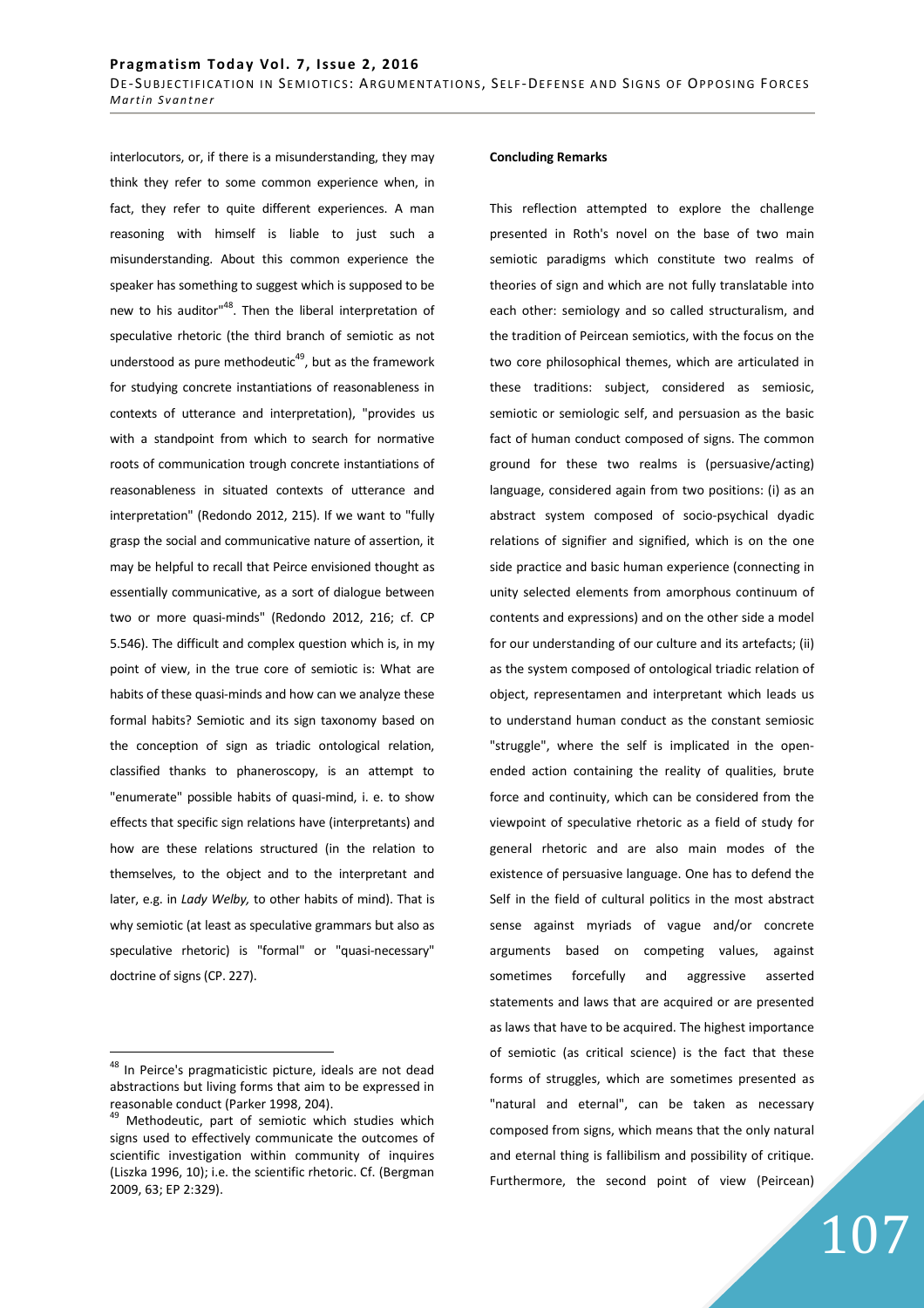interlocutors, or, if there is a misunderstanding, they may think they refer to some common experience when, in fact, they refer to quite different experiences. A man reasoning with himself is liable to just such a misunderstanding. About this common experience the speaker has something to suggest which is supposed to be new to his auditor"[48]. Then the liberal interpretation of speculative rhetoric (the third branch of semiotic as not understood as pure methodeutic[49], but as the framework for studying concrete instantiations of reasonableness in contexts of utterance and interpretation), "provides us with a standpoint from which to search for normative roots of communication trough concrete instantiations of reasonableness in situated contexts of utterance and interpretation" (Redondo 2012, 215). If we want to "fully grasp the social and communicative nature of assertion, it may be helpful to recall that Peirce envisioned thought as essentially communicative, as a sort of dialogue between two or more quasi-minds" (Redondo 2012, 216; cf. CP 5.546). The difficult and complex question which is, in my point of view, in the true core of semiotic is: What are habits of these quasi-minds and how can we analyze these formal habits? Semiotic and its sign taxonomy based on the conception of sign as triadic ontological relation, classified thanks to phaneroscopy, is an attempt to "enumerate" possible habits of quasi-mind, i. e. to show effects that specific sign relations have (interpretants) and how are these relations structured (in the relation to themselves, to the object and to the interpretant and later, e.g. in *Lady Welby,* to other habits of mind). That is why semiotic (at least as speculative grammars but also as speculative rhetoric) is "formal" or "quasi-necessary" doctrine of signs (CP. 227).

[48] In Peirce's pragmaticistic picture, ideals are not dead abstractions but living forms that aim to be expressed in reasonable conduct (Parker 1998, 204).

[49] Methodeutic, part of semiotic which studies which signs used to effectively communicate the outcomes of scientific investigation within community of inquires (Liszka 1996, 10); i.e. the scientific rhetoric. Cf. (Bergman 2009, 63; EP 2:329).

**Concluding Remarks**

This reflection attempted to explore the challenge presented in Roth's novel on the base of two main semiotic paradigms which constitute two realms of theories of sign and which are not fully translatable into each other: semiology and so called structuralism, and the tradition of Peircean semiotics, with the focus on the two core philosophical themes, which are articulated in these traditions: subject, considered as semiosic, semiotic or semiologic self, and persuasion as the basic fact of human conduct composed of signs. The common ground for these two realms is (persuasive/acting) language, considered again from two positions: (i) as an abstract system composed of socio-psychical dyadic relations of signifier and signified, which is on the one side practice and basic human experience (connecting in unity selected elements from amorphous continuum of contents and expressions) and on the other side a model for our understanding of our culture and its artefacts; (ii) as the system composed of ontological triadic relation of object, representamen and interpretant which leads us to understand human conduct as the constant semiosic "struggle", where the self is implicated in the open-ended action containing the reality of qualities, brute force and continuity, which can be considered from the viewpoint of speculative rhetoric as a field of study for general rhetoric and are also main modes of the existence of persuasive language. One has to defend the Self in the field of cultural politics in the most abstract sense against myriads of vague and/or concrete arguments based on competing values, against sometimes forcefully and aggressive asserted statements and laws that are acquired or are presented as laws that have to be acquired. The highest importance of semiotic (as critical science) is the fact that these forms of struggles, which are sometimes presented as "natural and eternal", can be taken as necessary composed from signs, which means that the only natural and eternal thing is fallibilism and possibility of critique. Furthermore, the second point of view (Peircean)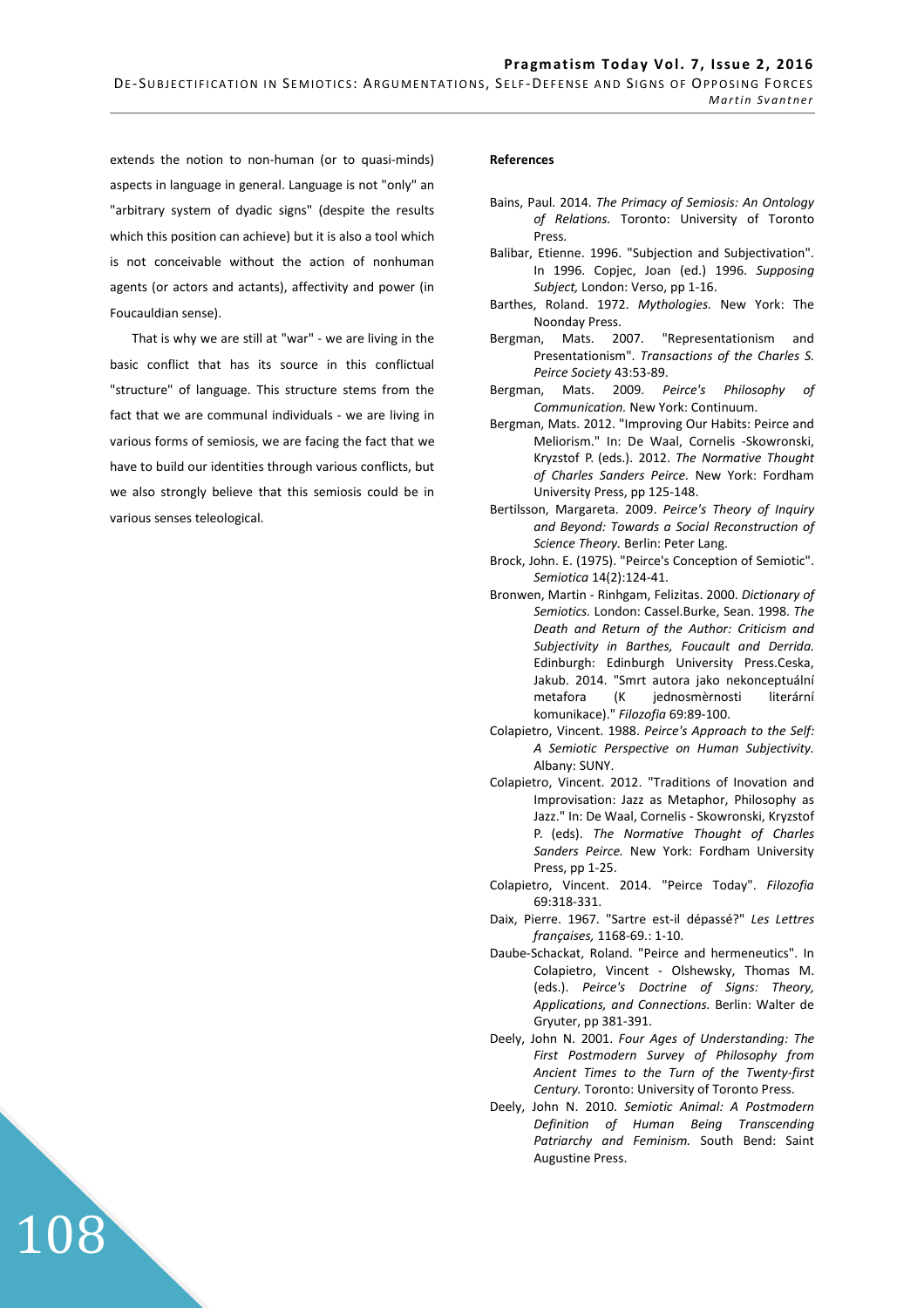extends the notion to non-human (or to quasi-minds) aspects in language in general. Language is not "only" an "arbitrary system of dyadic signs" (despite the results which this position can achieve) but it is also a tool which is not conceivable without the action of nonhuman agents (or actors and actants), affectivity and power (in Foucauldian sense).

That is why we are still at "war" - we are living in the basic conflict that has its source in this conflictual "structure" of language. This structure stems from the fact that we are communal individuals - we are living in various forms of semiosis, we are facing the fact that we have to build our identities through various conflicts, but we also strongly believe that this semiosis could be in various senses teleological.

**References**

Bains, Paul. 2014. *The Primacy of Semiosis: An Ontology of Relations.* Toronto: University of Toronto Press.

Balibar, Etienne. 1996. "Subjection and Subjectivation". In 1996. Copjec, Joan (ed.) 1996. *Supposing Subject,* London: Verso, pp 1-16.

Barthes, Roland. 1972. *Mythologies.* New York: The Noonday Press.

Bergman, Mats. 2007. "Representationism and Presentationism". *Transactions of the Charles S. Peirce Society* 43:53-89.

Bergman, Mats. 2009. *Peirce's Philosophy of Communication.* New York: Continuum.

Bergman, Mats. 2012. "Improving Our Habits: Peirce and Meliorism." In: De Waal, Cornelis -Skowronski, Kryzstof P. (eds.). 2012. *The Normative Thought of Charles Sanders Peirce.* New York: Fordham University Press, pp 125-148.

Bertilsson, Margareta. 2009. *Peirce's Theory of Inquiry and Beyond: Towards a Social Reconstruction of Science Theory.* Berlin: Peter Lang.

Brock, John. E. (1975). "Peirce's Conception of Semiotic". *Semiotica* 14(2):124-41.

Bronwen, Martin - Rinhgam, Felizitas. 2000. *Dictionary of Semiotics.* London: Cassel.Burke, Sean. 1998. *The Death and Return of the Author: Criticism and Subjectivity in Barthes, Foucault and Derrida.* Edinburgh: Edinburgh University Press.Ceska, Jakub. 2014. "Smrt autora jako nekonceptuální metafora (K jednosmèrnosti literární komunikace)." *Filozofia* 69:89-100.

Colapietro, Vincent. 1988. *Peirce's Approach to the Self: A Semiotic Perspective on Human Subjectivity.* Albany: SUNY.

Colapietro, Vincent. 2012. "Traditions of Inovation and Improvisation: Jazz as Metaphor, Philosophy as Jazz." In: De Waal, Cornelis - Skowronski, Kryzstof P. (eds). *The Normative Thought of Charles Sanders Peirce.* New York: Fordham University Press, pp 1-25.

Colapietro, Vincent. 2014. "Peirce Today". *Filozofia* 69:318-331.

Daix, Pierre. 1967. "Sartre est-il dépassé?" *Les Lettres françaises,* 1168-69.: 1-10.

Daube-Schackat, Roland. "Peirce and hermeneutics". In Colapietro, Vincent - Olshewsky, Thomas M. (eds.). *Peirce's Doctrine of Signs: Theory, Applications, and Connections.* Berlin: Walter de Gryuter, pp 381-391.

Deely, John N. 2001. *Four Ages of Understanding: The First Postmodern Survey of Philosophy from Ancient Times to the Turn of the Twenty-first Century.* Toronto: University of Toronto Press.

Deely, John N. 2010. *Semiotic Animal: A Postmodern Definition of Human Being Transcending Patriarchy and Feminism.* South Bend: Saint Augustine Press.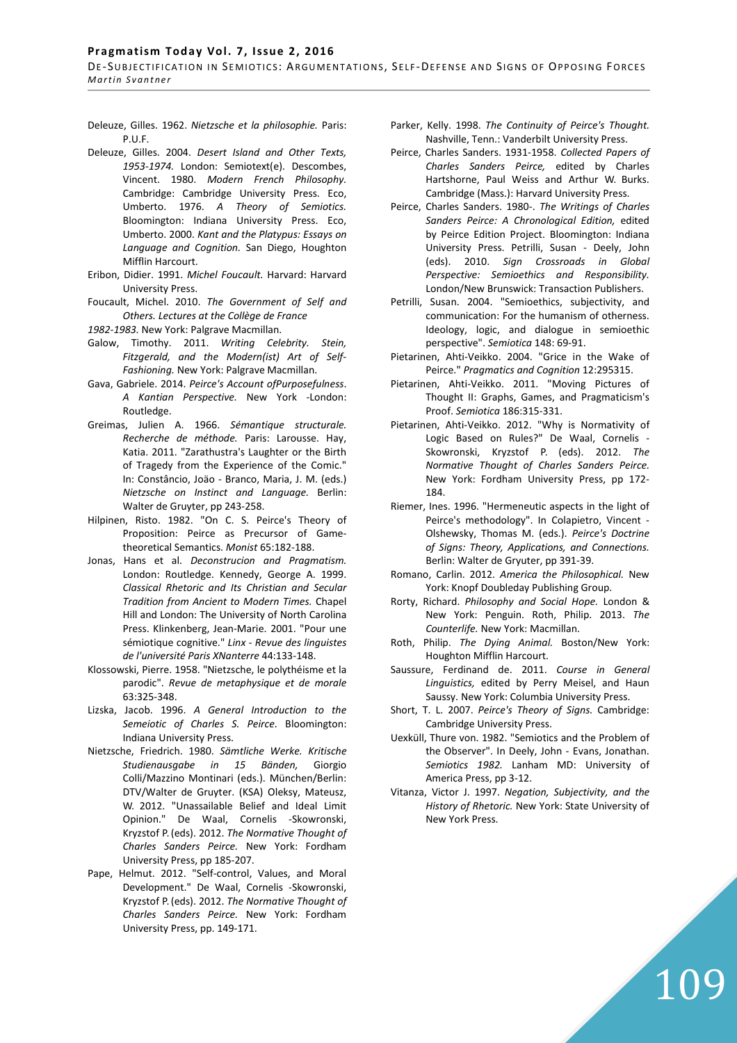Deleuze, Gilles. 1962. *Nietzsche et la philosophie.* Paris: P.U.F.

Deleuze, Gilles. 2004. *Desert Island and Other Texts, 1953-1974.* London: Semiotext(e). Descombes, Vincent. 1980. *Modern French Philosophy.* Cambridge: Cambridge University Press. Eco, Umberto. 1976. *A Theory of Semiotics.* Bloomington: Indiana University Press. Eco, Umberto. 2000. *Kant and the Platypus: Essays on Language and Cognition.* San Diego, Houghton Mifflin Harcourt.

Eribon, Didier. 1991. *Michel Foucault.* Harvard: Harvard University Press.

Foucault, Michel. 2010. *The Government of Self and Others. Lectures at the Collège de France*

*1982-1983.* New York: Palgrave Macmillan.

Galow, Timothy. 2011. *Writing Celebrity. Stein, Fitzgerald, and the Modern(ist) Art of Self-Fashioning.* New York: Palgrave Macmillan.

Gava, Gabriele. 2014. *Peirce's Account ofPurposefulness. A Kantian Perspective.* New York -London: Routledge.

Greimas, Julien A. 1966. *Sémantique structurale. Recherche de méthode.* Paris: Larousse. Hay, Katia. 2011. "Zarathustra's Laughter or the Birth of Tragedy from the Experience of the Comic." In: Constâncio, Joäo - Branco, Maria, J. M. (eds.) *Nietzsche on Instinct and Language.* Berlin: Walter de Gruyter, pp 243-258.

Hilpinen, Risto. 1982. "On C. S. Peirce's Theory of Proposition: Peirce as Precursor of Game-theoretical Semantics. *Monist* 65:182-188.

Jonas, Hans et al. *Deconstrucion and Pragmatism.* London: Routledge. Kennedy, George A. 1999. *Classical Rhetoric and Its Christian and Secular Tradition from Ancient to Modern Times.* Chapel Hill and London: The University of North Carolina Press. Klinkenberg, Jean-Marie. 2001. "Pour une sémiotique cognitive." *Linx - Revue des linguistes de l'université Paris XNanterre* 44:133-148.

Klossowski, Pierre. 1958. "Nietzsche, le polythéisme et la parodie". *Revue de metaphysique et de morale* 63:325-348.

Lizska, Jacob. 1996. *A General Introduction to the Semeiotic of Charles S. Peirce.* Bloomington: Indiana University Press.

Nietzsche, Friedrich. 1980. *Sämtliche Werke. Kritische Studienausgabe in 15 Bänden,* Giorgio Colli/Mazzino Montinari (eds.). München/Berlin: DTV/Walter de Gruyter. (KSA) Oleksy, Mateusz, W. 2012. "Unassailable Belief and Ideal Limit Opinion." De Waal, Cornelis -Skowronski, Kryzstof P. (eds). 2012. *The Normative Thought of Charles Sanders Peirce.* New York: Fordham University Press, pp 185-207.

Pape, Helmut. 2012. "Self-control, Values, and Moral Development." De Waal, Cornelis -Skowronski, Kryzstof P. (eds). 2012. *The Normative Thought of Charles Sanders Peirce.* New York: Fordham University Press, pp. 149-171.

Parker, Kelly. 1998. *The Continuity of Peirce's Thought.* Nashville, Tenn.: Vanderbilt University Press.

Peirce, Charles Sanders. 1931-1958. *Collected Papers of Charles Sanders Peirce,* edited by Charles Hartshorne, Paul Weiss and Arthur W. Burks. Cambridge (Mass.): Harvard University Press.

Peirce, Charles Sanders. 1980-. *The Writings of Charles Sanders Peirce: A Chronological Edition,* edited by Peirce Edition Project. Bloomington: Indiana University Press. Petrilli, Susan - Deely, John (eds). 2010. *Sign Crossroads in Global Perspective: Semioethics and Responsibility.* London/New Brunswick: Transaction Publishers.

Petrilli, Susan. 2004. "Semioethics, subjectivity, and communication: For the humanism of otherness. Ideology, logic, and dialogue in semioethic perspective". *Semiotica* 148: 69-91.

Pietarinen, Ahti-Veikko. 2004. "Grice in the Wake of Peirce." *Pragmatics and Cognition* 12:295315.

Pietarinen, Ahti-Veikko. 2011. "Moving Pictures of Thought II: Graphs, Games, and Pragmaticism's Proof. *Semiotica* 186:315-331.

Pietarinen, Ahti-Veikko. 2012. "Why is Normativity of Logic Based on Rules?" De Waal, Cornelis - Skowronski, Kryzstof P. (eds). 2012. *The Normative Thought of Charles Sanders Peirce.* New York: Fordham University Press, pp 172-184.

Riemer, Ines. 1996. "Hermeneutic aspects in the light of Peirce's methodology". In Colapietro, Vincent - Olshewsky, Thomas M. (eds.). *Peirce's Doctrine of Signs: Theory, Applications, and Connections.* Berlin: Walter de Gryuter, pp 391-39.

Romano, Carlin. 2012. *America the Philosophical.* New York: Knopf Doubleday Publishing Group.

Rorty, Richard. *Philosophy and Social Hope.* London & New York: Penguin. Roth, Philip. 2013. *The Counterlife.* New York: Macmillan.

Roth, Philip. *The Dying Animal.* Boston/New York: Houghton Mifflin Harcourt.

Saussure, Ferdinand de. 2011. *Course in General Linguistics,* edited by Perry Meisel, and Haun Saussy. New York: Columbia University Press.

Short, T. L. 2007. *Peirce's Theory of Signs.* Cambridge: Cambridge University Press.

Uexküll, Thure von. 1982. "Semiotics and the Problem of the Observer". In Deely, John - Evans, Jonathan. *Semiotics 1982.* Lanham MD: University of America Press, pp 3-12.

Vitanza, Victor J. 1997. *Negation, Subjectivity, and the History of Rhetoric.* New York: State University of New York Press.